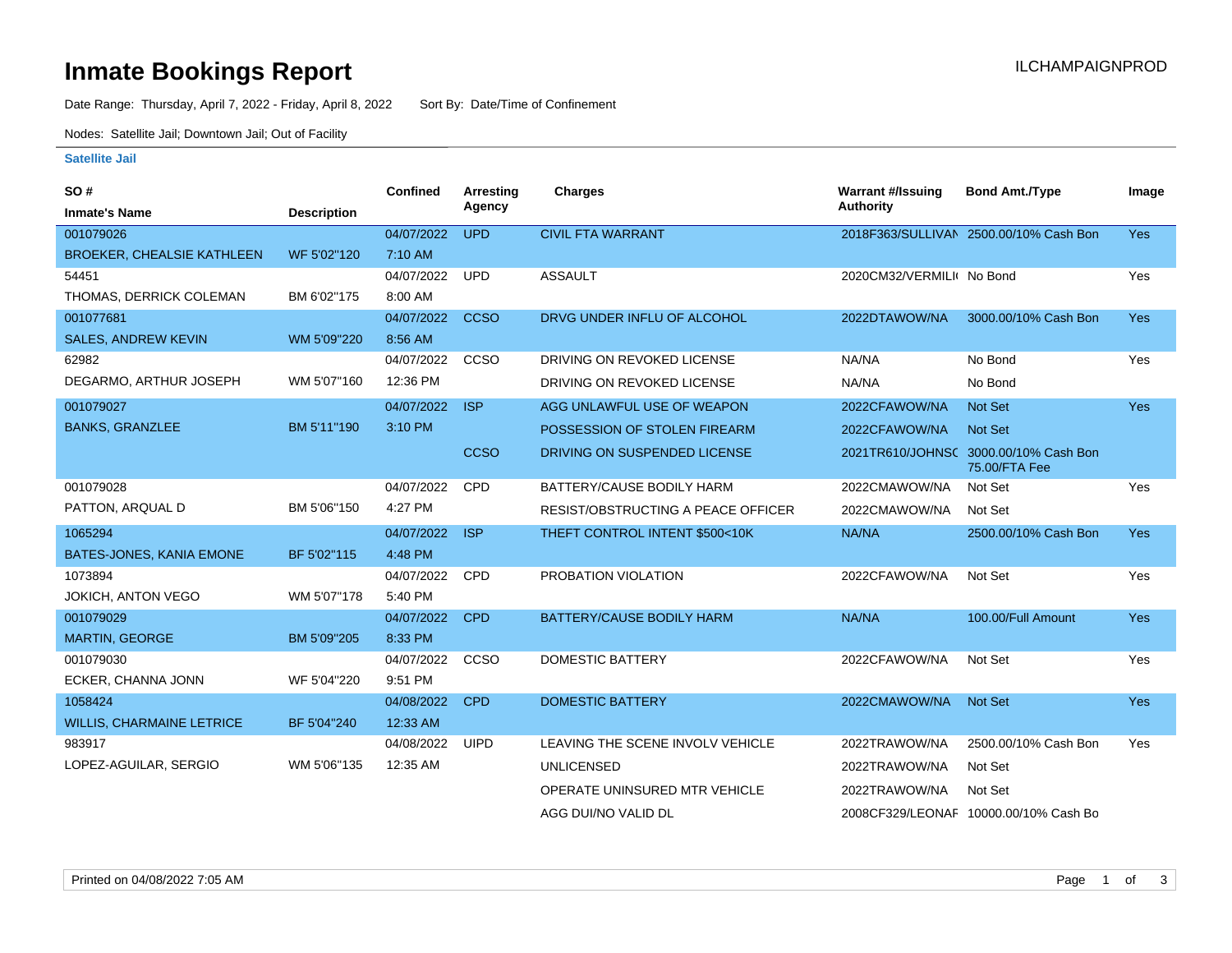# Inmate Bookings Report

ILCHAMPAIGNPROD

Date Range: Thursday, April 7, 2022 - Friday, April 8, 2022    Sort By: Date/Time of Confinement

Nodes: Satellite Jail; Downtown Jail; Out of Facility

### Satellite Jail

| SO # / Inmate's Name | Description | Confined | Arresting Agency | Charges | Warrant #/Issuing Authority | Bond Amt./Type | Image |
|---|---|---|---|---|---|---|---|
| 001079026 BROEKER, CHEALSIE KATHLEEN | WF 5'02"120 | 04/07/2022 7:10 AM | UPD | CIVIL FTA WARRANT | 2018F363/SULLIVAN | 2500.00/10% Cash Bon | Yes |
| 54451 THOMAS, DERRICK COLEMAN | BM 6'02"175 | 04/07/2022 8:00 AM | UPD | ASSAULT | 2020CM32/VERMILI( | No Bond | Yes |
| 001077681 SALES, ANDREW KEVIN | WM 5'09"220 | 04/07/2022 8:56 AM | CCSO | DRVG UNDER INFLU OF ALCOHOL | 2022DTAWOW/NA | 3000.00/10% Cash Bon | Yes |
| 62982 DEGARMO, ARTHUR JOSEPH | WM 5'07"160 | 04/07/2022 12:36 PM | CCSO | DRIVING ON REVOKED LICENSE | NA/NA | No Bond | Yes |
| | | | | DRIVING ON REVOKED LICENSE | NA/NA | No Bond | |
| 001079027 BANKS, GRANZLEE | BM 5'11"190 | 04/07/2022 3:10 PM | ISP | AGG UNLAWFUL USE OF WEAPON | 2022CFAWOW/NA | Not Set | Yes |
| | | | | POSSESSION OF STOLEN FIREARM | 2022CFAWOW/NA | Not Set | |
| | | | CCSO | DRIVING ON SUSPENDED LICENSE | 2021TR610/JOHNS( | 3000.00/10% Cash Bon 75.00/FTA Fee | |
| 001079028 PATTON, ARQUAL D | BM 5'06"150 | 04/07/2022 4:27 PM | CPD | BATTERY/CAUSE BODILY HARM | 2022CMAWOW/NA | Not Set | Yes |
| | | | | RESIST/OBSTRUCTING A PEACE OFFICER | 2022CMAWOW/NA | Not Set | |
| 1065294 BATES-JONES, KANIA EMONE | BF 5'02"115 | 04/07/2022 4:48 PM | ISP | THEFT CONTROL INTENT $500<10K | NA/NA | 2500.00/10% Cash Bon | Yes |
| 1073894 JOKICH, ANTON VEGO | WM 5'07"178 | 04/07/2022 5:40 PM | CPD | PROBATION VIOLATION | 2022CFAWOW/NA | Not Set | Yes |
| 001079029 MARTIN, GEORGE | BM 5'09"205 | 04/07/2022 8:33 PM | CPD | BATTERY/CAUSE BODILY HARM | NA/NA | 100.00/Full Amount | Yes |
| 001079030 ECKER, CHANNA JONN | WF 5'04"220 | 04/07/2022 9:51 PM | CCSO | DOMESTIC BATTERY | 2022CFAWOW/NA | Not Set | Yes |
| 1058424 WILLIS, CHARMAINE LETRICE | BF 5'04"240 | 04/08/2022 12:33 AM | CPD | DOMESTIC BATTERY | 2022CMAWOW/NA | Not Set | Yes |
| 983917 LOPEZ-AGUILAR, SERGIO | WM 5'06"135 | 04/08/2022 12:35 AM | UIPD | LEAVING THE SCENE INVOLV VEHICLE | 2022TRAWOW/NA | 2500.00/10% Cash Bon | Yes |
| | | | | UNLICENSED | 2022TRAWOW/NA | Not Set | |
| | | | | OPERATE UNINSURED MTR VEHICLE | 2022TRAWOW/NA | Not Set | |
| | | | | AGG DUI/NO VALID DL | 2008CF329/LEONAF | 10000.00/10% Cash Bo | |

Printed on 04/08/2022 7:05 AM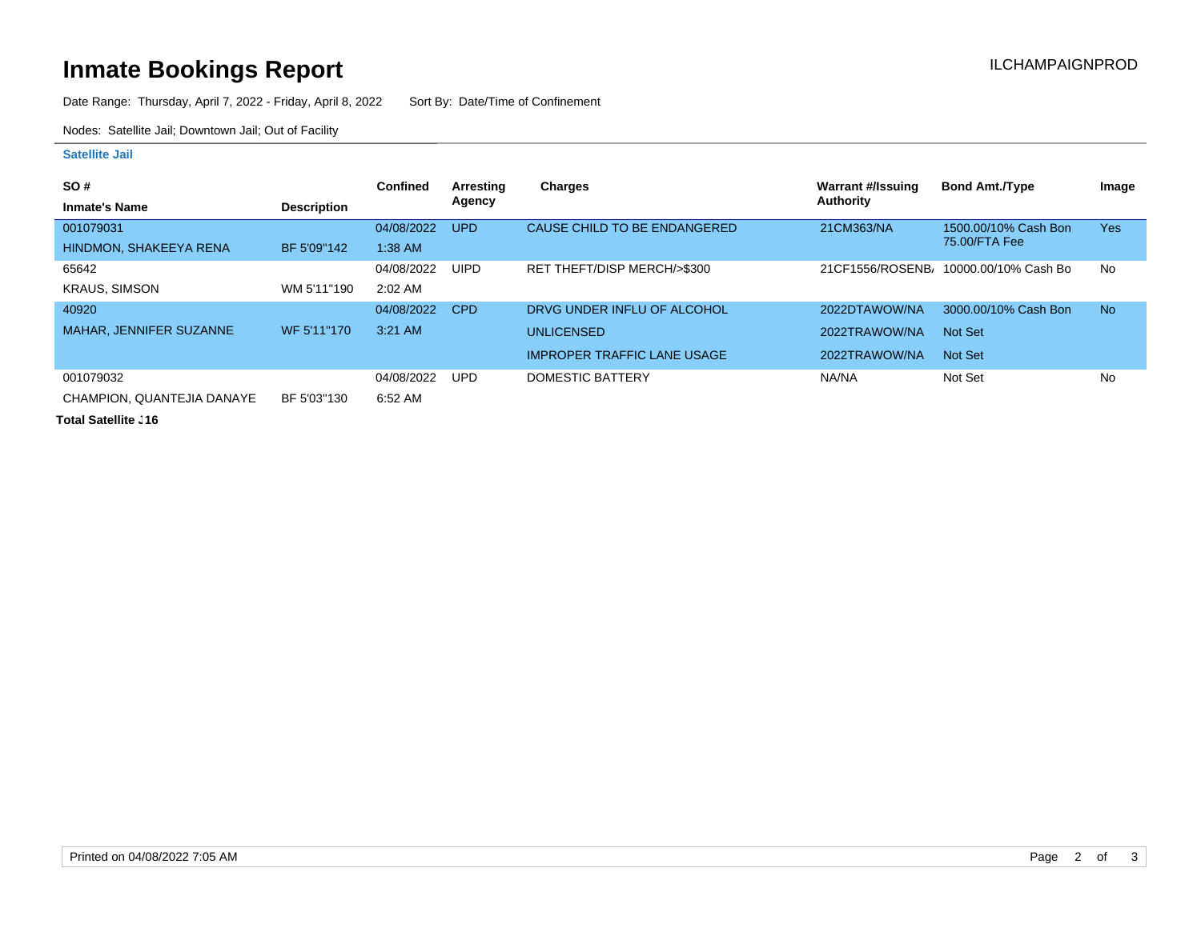# Inmate Bookings Report

ILCHAMPAIGNPROD

Date Range: Thursday, April 7, 2022 - Friday, April 8, 2022 Sort By: Date/Time of Confinement

Nodes: Satellite Jail; Downtown Jail; Out of Facility

### Satellite Jail

| SO # / Inmate's Name | Description | Confined | Arresting Agency | Charges | Warrant #/Issuing Authority | Bond Amt./Type | Image |
|---|---|---|---|---|---|---|---|
| 001079031 HINDMON, SHAKEEYA RENA | BF 5'09"142 | 04/08/2022 1:38 AM | UPD | CAUSE CHILD TO BE ENDANGERED | 21CM363/NA | 1500.00/10% Cash Bon 75.00/FTA Fee | Yes |
| 65642 KRAUS, SIMSON | WM 5'11"190 | 04/08/2022 2:02 AM | UIPD | RET THEFT/DISP MERCH/>$300 | 21CF1556/ROSENB/ | 10000.00/10% Cash Bo | No |
| 40920 MAHAR, JENNIFER SUZANNE | WF 5'11"170 | 04/08/2022 3:21 AM | CPD | DRVG UNDER INFLU OF ALCOHOL | 2022DTAWOW/NA | 3000.00/10% Cash Bon | No |
| | | | | UNLICENSED | 2022TRAWOW/NA | Not Set | |
| | | | | IMPROPER TRAFFIC LANE USAGE | 2022TRAWOW/NA | Not Set | |
| 001079032 CHAMPION, QUANTEJIA DANAYE | BF 5'03"130 | 04/08/2022 6:52 AM | UPD | DOMESTIC BATTERY | NA/NA | Not Set | No |

**Total Satellite J16**

Printed on 04/08/2022 7:05 AM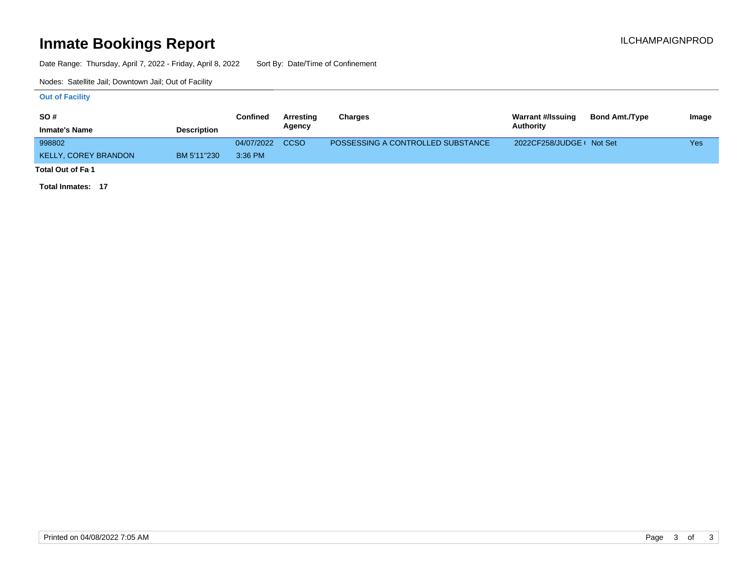# Inmate Bookings Report

ILCHAMPAIGNPROD

Date Range: Thursday, April 7, 2022 - Friday, April 8, 2022 Sort By: Date/Time of Confinement

Nodes: Satellite Jail; Downtown Jail; Out of Facility

### Out of Facility

| SO # / Inmate's Name | Description | Confined | Arresting Agency | Charges | Warrant #/Issuing Authority | Bond Amt./Type | Image |
|---|---|---|---|---|---|---|---|
| 998802 KELLY, COREY BRANDON | BM 5'11"230 | 04/07/2022 3:36 PM | CCSO | POSSESSING A CONTROLLED SUBSTANCE | 2022CF258/JUDGE ( | Not Set | Yes |

**Total Out of Fa 1**

**Total Inmates: 17**

Printed on 04/08/2022 7:05 AM